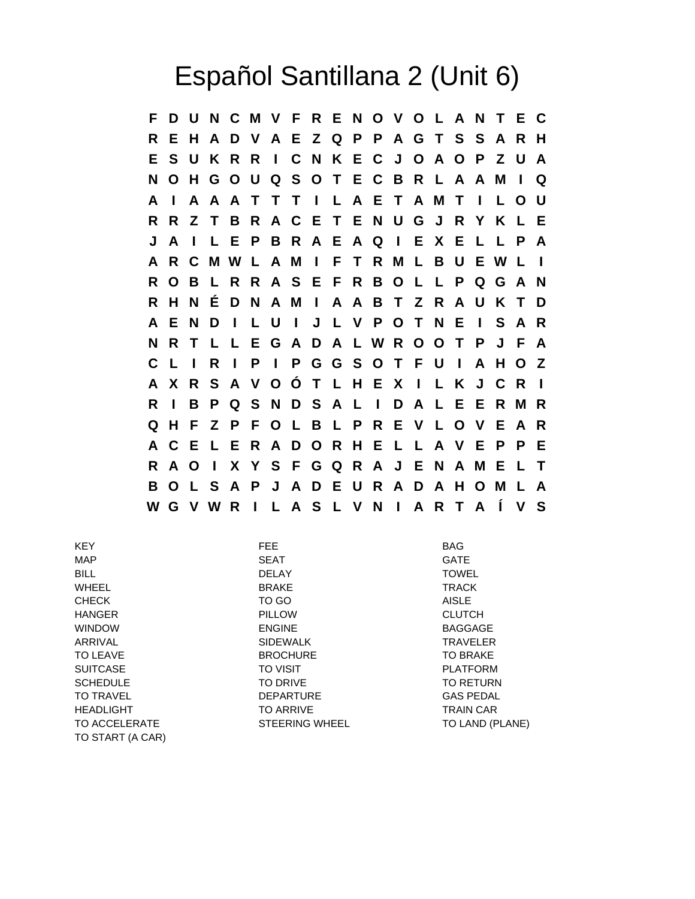# Español Santillana 2 (Unit 6)

```
F D U N C M V F R E N O V O L A N T E C
R E H A D V A E Z Q P P A G T S S A R H
E S U K R R I C N K E C J O A O P Z U A
N O H G O U Q S O T E C B R L A A M I Q
A I A A A T T T I L A E T A M T I L O U
R R Z T B R A C E T E N U G J R Y K L E
J A I L E P B R A E A Q I E X E L L P A
A R C M W L A M I F T R M L B U E W L I
R O B L R R A S E F R B O L L P Q G A N
R H N É D N A M I A A B T Z R A U K T D
A E N D I L U I J L V P O T N E I S A R
N R T L L E G A D A L W R O O T P J F A
C L I R I P I P G G S O T F U I A H O Z
A X R S A V O Ó T L H E X I L K J C R I
R I B P Q S N D S A L I D A L E E R M R
Q H F Z P F O L B L P R E V L O V E A R
A C E L E R A D O R H E L L A V E P P E
R A O I X Y S F G Q R A J E N A M E L T
B O L S A P J A D E U R A D A H O M L A
W G V W R I L A S L V N I A R T A Í V S
```

| | | |
|---|---|---|
| KEY | FEE | BAG |
| MAP | SEAT | GATE |
| BILL | DELAY | TOWEL |
| WHEEL | BRAKE | TRACK |
| CHECK | TO GO | AISLE |
| HANGER | PILLOW | CLUTCH |
| WINDOW | ENGINE | BAGGAGE |
| ARRIVAL | SIDEWALK | TRAVELER |
| TO LEAVE | BROCHURE | TO BRAKE |
| SUITCASE | TO VISIT | PLATFORM |
| SCHEDULE | TO DRIVE | TO RETURN |
| TO TRAVEL | DEPARTURE | GAS PEDAL |
| HEADLIGHT | TO ARRIVE | TRAIN CAR |
| TO ACCELERATE | STEERING WHEEL | TO LAND (PLANE) |
| TO START (A CAR) | | |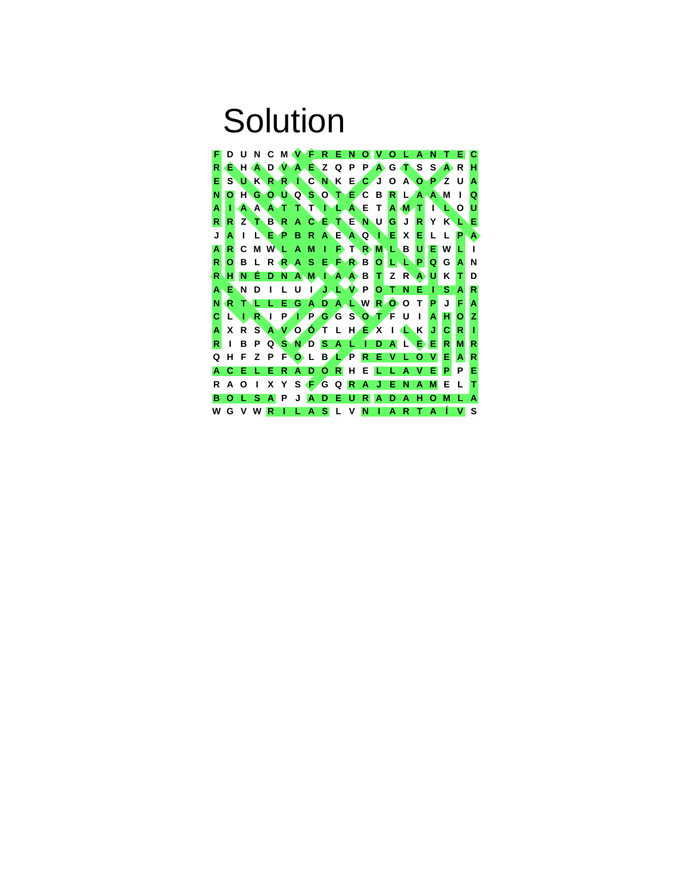# Solution

|   |   |   |   |   |   |   |   |   |   |   |   |   |   |   |   |   |   |   |   |
|---|---|---|---|---|---|---|---|---|---|---|---|---|---|---|---|---|---|---|---|
| F | D | U | N | C | M | V | F | R | E | N | O | V | O | L | A | N | T | E | C |
| R | E | H | A | D | V | A | E | Z | Q | P | P | A | G | T | S | S | A | R | H |
| E | S | U | K | R | R | I | C | N | K | E | C | J | O | A | O | P | Z | U | A |
| N | O | H | G | O | U | Q | S | O | T | E | C | B | R | L | A | A | M | I | Q |
| A | I | A | A | A | T | T | T | I | L | A | E | T | A | M | T | I | L | O | U |
| R | R | Z | T | B | R | A | C | E | T | E | N | U | G | J | R | Y | K | L | E |
| J | A | I | L | E | P | B | R | A | E | A | Q | I | E | X | E | L | L | P | A |
| A | R | C | M | W | L | A | M | I | F | T | R | M | L | B | U | E | W | L | I |
| R | O | B | L | R | R | A | S | E | F | R | B | O | L | L | P | Q | G | A | N |
| R | H | N | É | D | N | A | M | I | A | A | B | T | Z | R | A | U | K | T | D |
| A | E | N | D | I | L | U | I | J | L | V | P | O | T | N | E | I | S | A | R |
| N | R | T | L | L | E | G | A | D | A | L | W | R | O | O | T | P | J | F | A |
| C | L | I | R | I | P | I | P | G | G | S | O | T | F | U | I | A | H | O | Z |
| A | X | R | S | A | V | O | Ó | T | L | H | E | X | I | L | K | J | C | R | I |
| R | I | B | P | Q | S | N | D | S | A | L | I | D | A | L | E | E | R | M | R |
| Q | H | F | Z | P | F | O | L | B | L | P | R | E | V | L | O | V | E | A | R |
| A | C | E | L | E | R | A | D | O | R | H | E | L | L | A | V | E | P | P | E |
| R | A | O | I | X | Y | S | F | G | Q | R | A | J | E | N | A | M | E | L | T |
| B | O | L | S | A | P | J | A | D | E | U | R | A | D | A | H | O | M | L | A |
| W | G | V | W | R | I | L | A | S | L | V | N | I | A | R | T | A | Í | V | S |